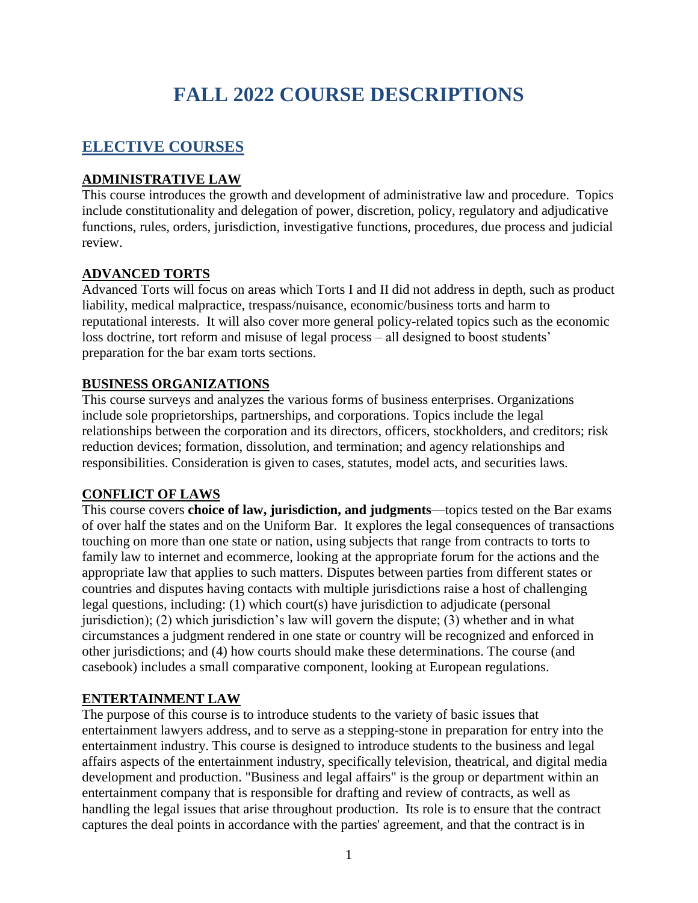# FALL 2022 COURSE DESCRIPTIONS

## ELECTIVE COURSES

### ADMINISTRATIVE LAW

This course introduces the growth and development of administrative law and procedure. Topics include constitutionality and delegation of power, discretion, policy, regulatory and adjudicative functions, rules, orders, jurisdiction, investigative functions, procedures, due process and judicial review.

### ADVANCED TORTS

Advanced Torts will focus on areas which Torts I and II did not address in depth, such as product liability, medical malpractice, trespass/nuisance, economic/business torts and harm to reputational interests. It will also cover more general policy-related topics such as the economic loss doctrine, tort reform and misuse of legal process – all designed to boost students' preparation for the bar exam torts sections.

### BUSINESS ORGANIZATIONS

This course surveys and analyzes the various forms of business enterprises. Organizations include sole proprietorships, partnerships, and corporations. Topics include the legal relationships between the corporation and its directors, officers, stockholders, and creditors; risk reduction devices; formation, dissolution, and termination; and agency relationships and responsibilities. Consideration is given to cases, statutes, model acts, and securities laws.

### CONFLICT OF LAWS

This course covers **choice of law, jurisdiction, and judgments**—topics tested on the Bar exams of over half the states and on the Uniform Bar. It explores the legal consequences of transactions touching on more than one state or nation, using subjects that range from contracts to torts to family law to internet and ecommerce, looking at the appropriate forum for the actions and the appropriate law that applies to such matters. Disputes between parties from different states or countries and disputes having contacts with multiple jurisdictions raise a host of challenging legal questions, including: (1) which court(s) have jurisdiction to adjudicate (personal jurisdiction); (2) which jurisdiction's law will govern the dispute; (3) whether and in what circumstances a judgment rendered in one state or country will be recognized and enforced in other jurisdictions; and (4) how courts should make these determinations. The course (and casebook) includes a small comparative component, looking at European regulations.

### ENTERTAINMENT LAW

The purpose of this course is to introduce students to the variety of basic issues that entertainment lawyers address, and to serve as a stepping-stone in preparation for entry into the entertainment industry. This course is designed to introduce students to the business and legal affairs aspects of the entertainment industry, specifically television, theatrical, and digital media development and production. "Business and legal affairs" is the group or department within an entertainment company that is responsible for drafting and review of contracts, as well as handling the legal issues that arise throughout production. Its role is to ensure that the contract captures the deal points in accordance with the parties' agreement, and that the contract is in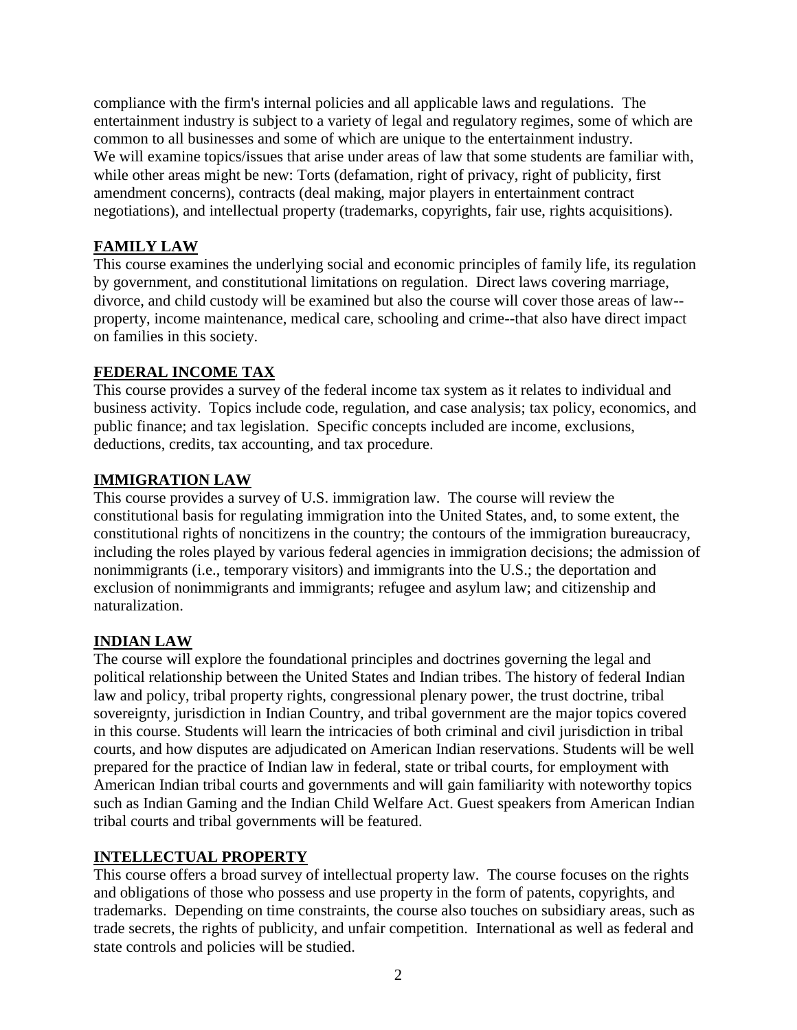compliance with the firm's internal policies and all applicable laws and regulations. The entertainment industry is subject to a variety of legal and regulatory regimes, some of which are common to all businesses and some of which are unique to the entertainment industry.
We will examine topics/issues that arise under areas of law that some students are familiar with, while other areas might be new: Torts (defamation, right of privacy, right of publicity, first amendment concerns), contracts (deal making, major players in entertainment contract negotiations), and intellectual property (trademarks, copyrights, fair use, rights acquisitions).

## FAMILY LAW

This course examines the underlying social and economic principles of family life, its regulation by government, and constitutional limitations on regulation. Direct laws covering marriage, divorce, and child custody will be examined but also the course will cover those areas of law--property, income maintenance, medical care, schooling and crime--that also have direct impact on families in this society.

## FEDERAL INCOME TAX

This course provides a survey of the federal income tax system as it relates to individual and business activity. Topics include code, regulation, and case analysis; tax policy, economics, and public finance; and tax legislation. Specific concepts included are income, exclusions, deductions, credits, tax accounting, and tax procedure.

## IMMIGRATION LAW

This course provides a survey of U.S. immigration law. The course will review the constitutional basis for regulating immigration into the United States, and, to some extent, the constitutional rights of noncitizens in the country; the contours of the immigration bureaucracy, including the roles played by various federal agencies in immigration decisions; the admission of nonimmigrants (i.e., temporary visitors) and immigrants into the U.S.; the deportation and exclusion of nonimmigrants and immigrants; refugee and asylum law; and citizenship and naturalization.

## INDIAN LAW

The course will explore the foundational principles and doctrines governing the legal and political relationship between the United States and Indian tribes. The history of federal Indian law and policy, tribal property rights, congressional plenary power, the trust doctrine, tribal sovereignty, jurisdiction in Indian Country, and tribal government are the major topics covered in this course. Students will learn the intricacies of both criminal and civil jurisdiction in tribal courts, and how disputes are adjudicated on American Indian reservations. Students will be well prepared for the practice of Indian law in federal, state or tribal courts, for employment with American Indian tribal courts and governments and will gain familiarity with noteworthy topics such as Indian Gaming and the Indian Child Welfare Act. Guest speakers from American Indian tribal courts and tribal governments will be featured.

## INTELLECTUAL PROPERTY

This course offers a broad survey of intellectual property law. The course focuses on the rights and obligations of those who possess and use property in the form of patents, copyrights, and trademarks. Depending on time constraints, the course also touches on subsidiary areas, such as trade secrets, the rights of publicity, and unfair competition. International as well as federal and state controls and policies will be studied.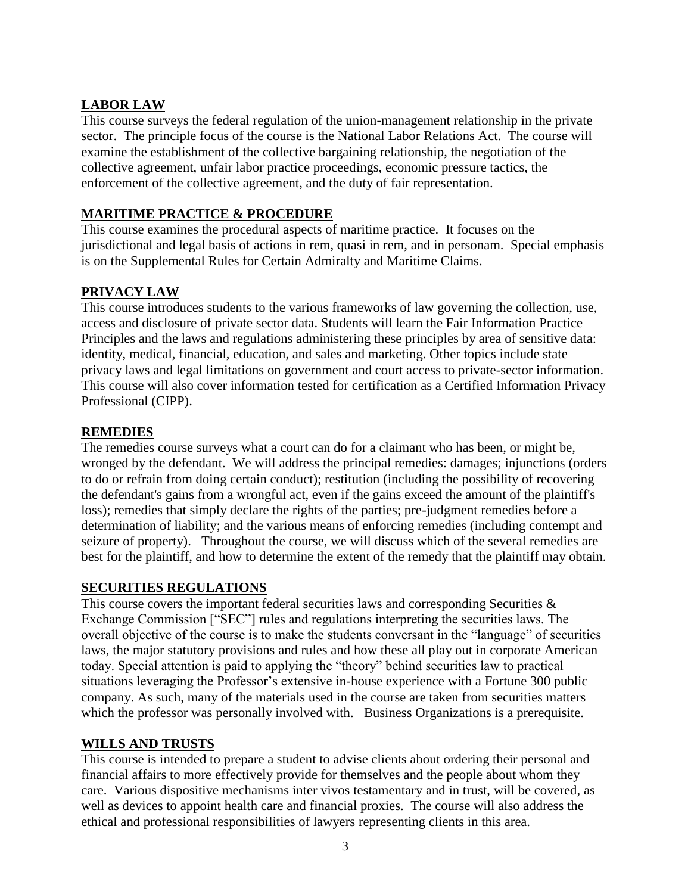## LABOR LAW

This course surveys the federal regulation of the union-management relationship in the private sector. The principle focus of the course is the National Labor Relations Act. The course will examine the establishment of the collective bargaining relationship, the negotiation of the collective agreement, unfair labor practice proceedings, economic pressure tactics, the enforcement of the collective agreement, and the duty of fair representation.

## MARITIME PRACTICE & PROCEDURE

This course examines the procedural aspects of maritime practice. It focuses on the jurisdictional and legal basis of actions in rem, quasi in rem, and in personam. Special emphasis is on the Supplemental Rules for Certain Admiralty and Maritime Claims.

## PRIVACY LAW

This course introduces students to the various frameworks of law governing the collection, use, access and disclosure of private sector data. Students will learn the Fair Information Practice Principles and the laws and regulations administering these principles by area of sensitive data: identity, medical, financial, education, and sales and marketing. Other topics include state privacy laws and legal limitations on government and court access to private-sector information. This course will also cover information tested for certification as a Certified Information Privacy Professional (CIPP).

## REMEDIES

The remedies course surveys what a court can do for a claimant who has been, or might be, wronged by the defendant. We will address the principal remedies: damages; injunctions (orders to do or refrain from doing certain conduct); restitution (including the possibility of recovering the defendant's gains from a wrongful act, even if the gains exceed the amount of the plaintiff's loss); remedies that simply declare the rights of the parties; pre-judgment remedies before a determination of liability; and the various means of enforcing remedies (including contempt and seizure of property). Throughout the course, we will discuss which of the several remedies are best for the plaintiff, and how to determine the extent of the remedy that the plaintiff may obtain.

## SECURITIES REGULATIONS

This course covers the important federal securities laws and corresponding Securities & Exchange Commission ["SEC"] rules and regulations interpreting the securities laws. The overall objective of the course is to make the students conversant in the "language" of securities laws, the major statutory provisions and rules and how these all play out in corporate American today. Special attention is paid to applying the "theory" behind securities law to practical situations leveraging the Professor's extensive in-house experience with a Fortune 300 public company. As such, many of the materials used in the course are taken from securities matters which the professor was personally involved with. Business Organizations is a prerequisite.

## WILLS AND TRUSTS

This course is intended to prepare a student to advise clients about ordering their personal and financial affairs to more effectively provide for themselves and the people about whom they care. Various dispositive mechanisms inter vivos testamentary and in trust, will be covered, as well as devices to appoint health care and financial proxies. The course will also address the ethical and professional responsibilities of lawyers representing clients in this area.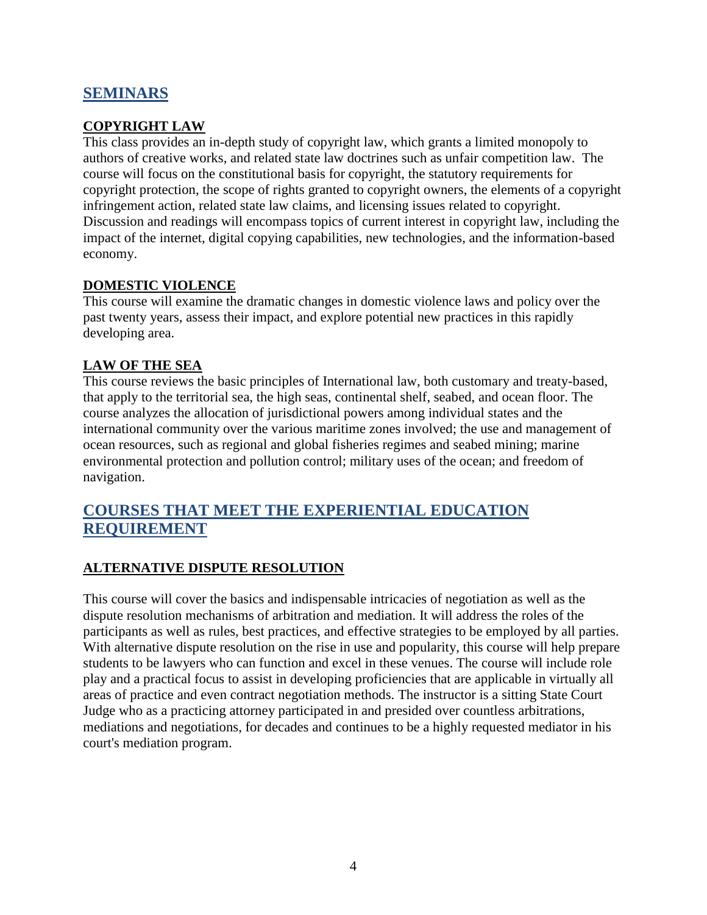## SEMINARS

### COPYRIGHT LAW

This class provides an in-depth study of copyright law, which grants a limited monopoly to authors of creative works, and related state law doctrines such as unfair competition law. The course will focus on the constitutional basis for copyright, the statutory requirements for copyright protection, the scope of rights granted to copyright owners, the elements of a copyright infringement action, related state law claims, and licensing issues related to copyright. Discussion and readings will encompass topics of current interest in copyright law, including the impact of the internet, digital copying capabilities, new technologies, and the information-based economy.

### DOMESTIC VIOLENCE

This course will examine the dramatic changes in domestic violence laws and policy over the past twenty years, assess their impact, and explore potential new practices in this rapidly developing area.

### LAW OF THE SEA

This course reviews the basic principles of International law, both customary and treaty-based, that apply to the territorial sea, the high seas, continental shelf, seabed, and ocean floor. The course analyzes the allocation of jurisdictional powers among individual states and the international community over the various maritime zones involved; the use and management of ocean resources, such as regional and global fisheries regimes and seabed mining; marine environmental protection and pollution control; military uses of the ocean; and freedom of navigation.

## COURSES THAT MEET THE EXPERIENTIAL EDUCATION REQUIREMENT

### ALTERNATIVE DISPUTE RESOLUTION

This course will cover the basics and indispensable intricacies of negotiation as well as the dispute resolution mechanisms of arbitration and mediation. It will address the roles of the participants as well as rules, best practices, and effective strategies to be employed by all parties. With alternative dispute resolution on the rise in use and popularity, this course will help prepare students to be lawyers who can function and excel in these venues. The course will include role play and a practical focus to assist in developing proficiencies that are applicable in virtually all areas of practice and even contract negotiation methods. The instructor is a sitting State Court Judge who as a practicing attorney participated in and presided over countless arbitrations, mediations and negotiations, for decades and continues to be a highly requested mediator in his court's mediation program.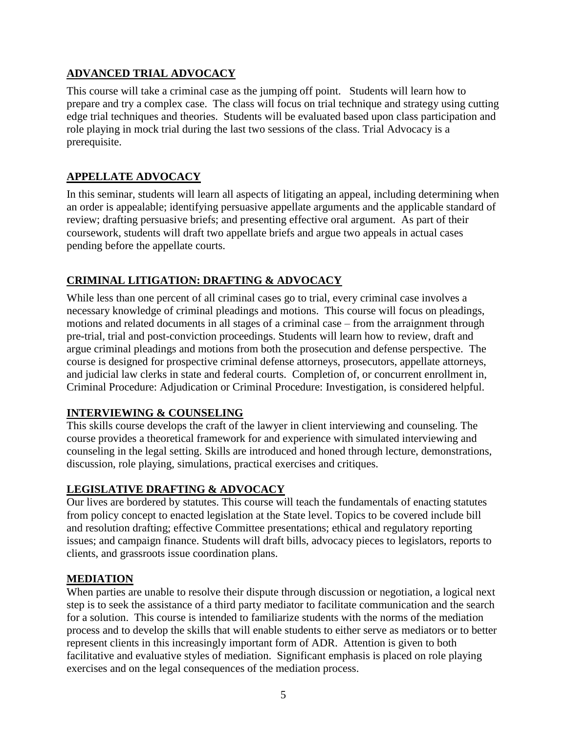## ADVANCED TRIAL ADVOCACY

This course will take a criminal case as the jumping off point. Students will learn how to prepare and try a complex case. The class will focus on trial technique and strategy using cutting edge trial techniques and theories. Students will be evaluated based upon class participation and role playing in mock trial during the last two sessions of the class. Trial Advocacy is a prerequisite.

## APPELLATE ADVOCACY

In this seminar, students will learn all aspects of litigating an appeal, including determining when an order is appealable; identifying persuasive appellate arguments and the applicable standard of review; drafting persuasive briefs; and presenting effective oral argument. As part of their coursework, students will draft two appellate briefs and argue two appeals in actual cases pending before the appellate courts.

## CRIMINAL LITIGATION: DRAFTING & ADVOCACY

While less than one percent of all criminal cases go to trial, every criminal case involves a necessary knowledge of criminal pleadings and motions. This course will focus on pleadings, motions and related documents in all stages of a criminal case – from the arraignment through pre-trial, trial and post-conviction proceedings. Students will learn how to review, draft and argue criminal pleadings and motions from both the prosecution and defense perspective. The course is designed for prospective criminal defense attorneys, prosecutors, appellate attorneys, and judicial law clerks in state and federal courts. Completion of, or concurrent enrollment in, Criminal Procedure: Adjudication or Criminal Procedure: Investigation, is considered helpful.

## INTERVIEWING & COUNSELING

This skills course develops the craft of the lawyer in client interviewing and counseling. The course provides a theoretical framework for and experience with simulated interviewing and counseling in the legal setting. Skills are introduced and honed through lecture, demonstrations, discussion, role playing, simulations, practical exercises and critiques.

## LEGISLATIVE DRAFTING & ADVOCACY

Our lives are bordered by statutes. This course will teach the fundamentals of enacting statutes from policy concept to enacted legislation at the State level. Topics to be covered include bill and resolution drafting; effective Committee presentations; ethical and regulatory reporting issues; and campaign finance. Students will draft bills, advocacy pieces to legislators, reports to clients, and grassroots issue coordination plans.

## MEDIATION

When parties are unable to resolve their dispute through discussion or negotiation, a logical next step is to seek the assistance of a third party mediator to facilitate communication and the search for a solution. This course is intended to familiarize students with the norms of the mediation process and to develop the skills that will enable students to either serve as mediators or to better represent clients in this increasingly important form of ADR. Attention is given to both facilitative and evaluative styles of mediation. Significant emphasis is placed on role playing exercises and on the legal consequences of the mediation process.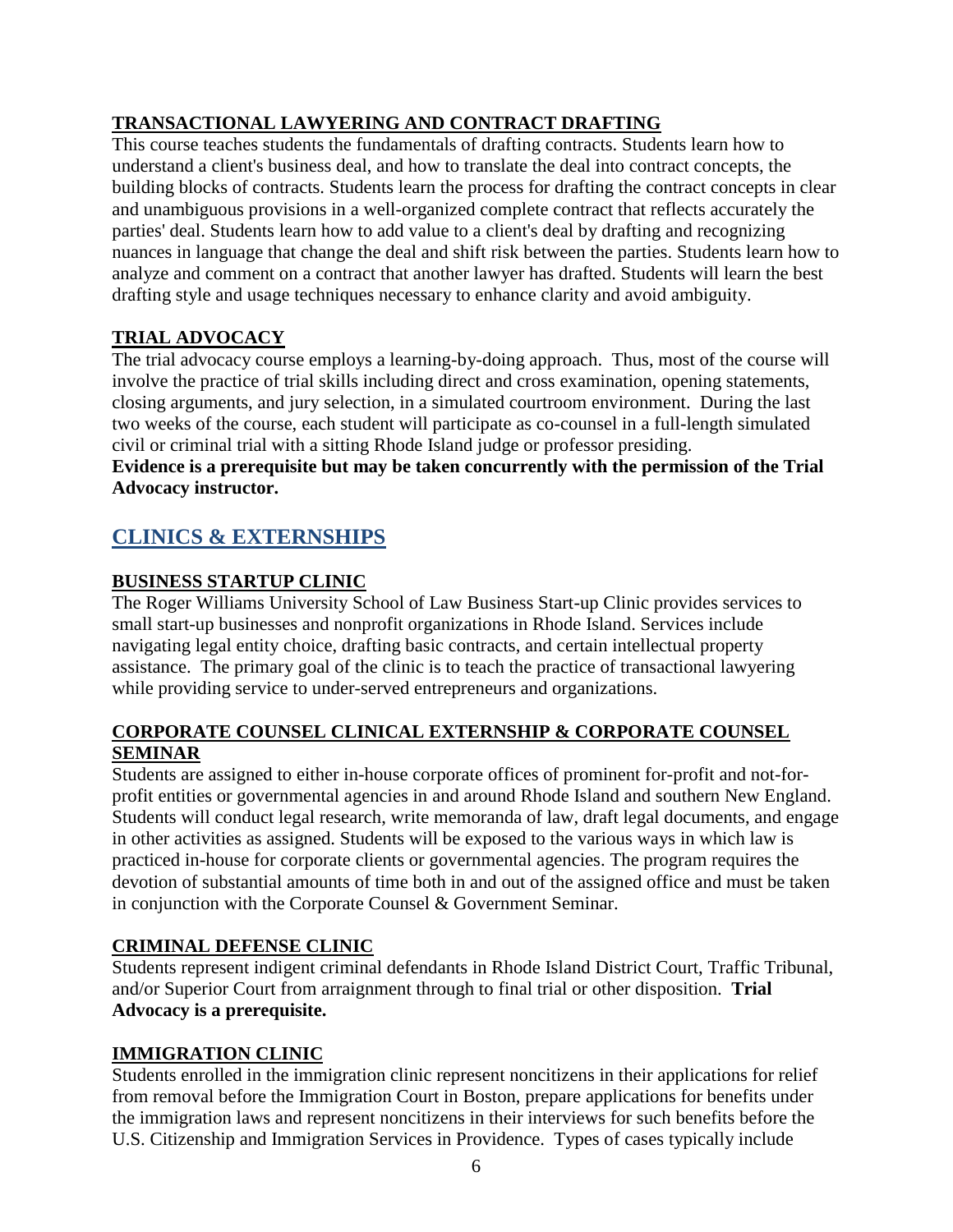### TRANSACTIONAL LAWYERING AND CONTRACT DRAFTING

This course teaches students the fundamentals of drafting contracts. Students learn how to understand a client's business deal, and how to translate the deal into contract concepts, the building blocks of contracts. Students learn the process for drafting the contract concepts in clear and unambiguous provisions in a well-organized complete contract that reflects accurately the parties' deal. Students learn how to add value to a client's deal by drafting and recognizing nuances in language that change the deal and shift risk between the parties. Students learn how to analyze and comment on a contract that another lawyer has drafted. Students will learn the best drafting style and usage techniques necessary to enhance clarity and avoid ambiguity.

### TRIAL ADVOCACY

The trial advocacy course employs a learning-by-doing approach. Thus, most of the course will involve the practice of trial skills including direct and cross examination, opening statements, closing arguments, and jury selection, in a simulated courtroom environment. During the last two weeks of the course, each student will participate as co-counsel in a full-length simulated civil or criminal trial with a sitting Rhode Island judge or professor presiding.
**Evidence is a prerequisite but may be taken concurrently with the permission of the Trial Advocacy instructor.**

## CLINICS & EXTERNSHIPS

### BUSINESS STARTUP CLINIC

The Roger Williams University School of Law Business Start-up Clinic provides services to small start-up businesses and nonprofit organizations in Rhode Island. Services include navigating legal entity choice, drafting basic contracts, and certain intellectual property assistance. The primary goal of the clinic is to teach the practice of transactional lawyering while providing service to under-served entrepreneurs and organizations.

### CORPORATE COUNSEL CLINICAL EXTERNSHIP & CORPORATE COUNSEL SEMINAR

Students are assigned to either in-house corporate offices of prominent for-profit and not-for-profit entities or governmental agencies in and around Rhode Island and southern New England. Students will conduct legal research, write memoranda of law, draft legal documents, and engage in other activities as assigned. Students will be exposed to the various ways in which law is practiced in-house for corporate clients or governmental agencies. The program requires the devotion of substantial amounts of time both in and out of the assigned office and must be taken in conjunction with the Corporate Counsel & Government Seminar.

### CRIMINAL DEFENSE CLINIC

Students represent indigent criminal defendants in Rhode Island District Court, Traffic Tribunal, and/or Superior Court from arraignment through to final trial or other disposition. **Trial Advocacy is a prerequisite.**

### IMMIGRATION CLINIC

Students enrolled in the immigration clinic represent noncitizens in their applications for relief from removal before the Immigration Court in Boston, prepare applications for benefits under the immigration laws and represent noncitizens in their interviews for such benefits before the U.S. Citizenship and Immigration Services in Providence. Types of cases typically include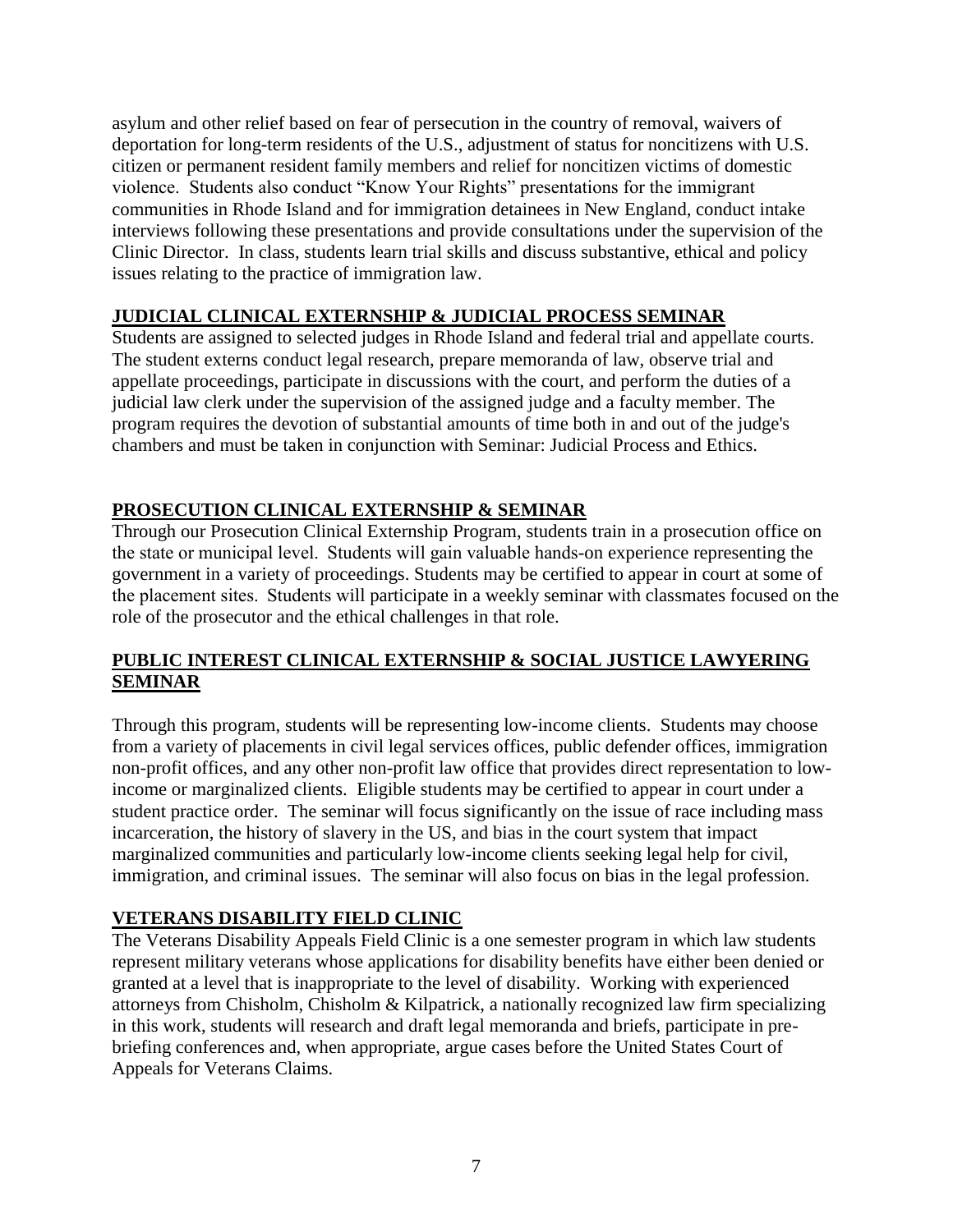asylum and other relief based on fear of persecution in the country of removal, waivers of deportation for long-term residents of the U.S., adjustment of status for noncitizens with U.S. citizen or permanent resident family members and relief for noncitizen victims of domestic violence. Students also conduct "Know Your Rights" presentations for the immigrant communities in Rhode Island and for immigration detainees in New England, conduct intake interviews following these presentations and provide consultations under the supervision of the Clinic Director. In class, students learn trial skills and discuss substantive, ethical and policy issues relating to the practice of immigration law.

## JUDICIAL CLINICAL EXTERNSHIP & JUDICIAL PROCESS SEMINAR

Students are assigned to selected judges in Rhode Island and federal trial and appellate courts. The student externs conduct legal research, prepare memoranda of law, observe trial and appellate proceedings, participate in discussions with the court, and perform the duties of a judicial law clerk under the supervision of the assigned judge and a faculty member. The program requires the devotion of substantial amounts of time both in and out of the judge's chambers and must be taken in conjunction with Seminar: Judicial Process and Ethics.

## PROSECUTION CLINICAL EXTERNSHIP & SEMINAR

Through our Prosecution Clinical Externship Program, students train in a prosecution office on the state or municipal level. Students will gain valuable hands-on experience representing the government in a variety of proceedings. Students may be certified to appear in court at some of the placement sites. Students will participate in a weekly seminar with classmates focused on the role of the prosecutor and the ethical challenges in that role.

## PUBLIC INTEREST CLINICAL EXTERNSHIP & SOCIAL JUSTICE LAWYERING SEMINAR

Through this program, students will be representing low-income clients. Students may choose from a variety of placements in civil legal services offices, public defender offices, immigration non-profit offices, and any other non-profit law office that provides direct representation to low-income or marginalized clients. Eligible students may be certified to appear in court under a student practice order. The seminar will focus significantly on the issue of race including mass incarceration, the history of slavery in the US, and bias in the court system that impact marginalized communities and particularly low-income clients seeking legal help for civil, immigration, and criminal issues. The seminar will also focus on bias in the legal profession.

## VETERANS DISABILITY FIELD CLINIC

The Veterans Disability Appeals Field Clinic is a one semester program in which law students represent military veterans whose applications for disability benefits have either been denied or granted at a level that is inappropriate to the level of disability. Working with experienced attorneys from Chisholm, Chisholm & Kilpatrick, a nationally recognized law firm specializing in this work, students will research and draft legal memoranda and briefs, participate in pre-briefing conferences and, when appropriate, argue cases before the United States Court of Appeals for Veterans Claims.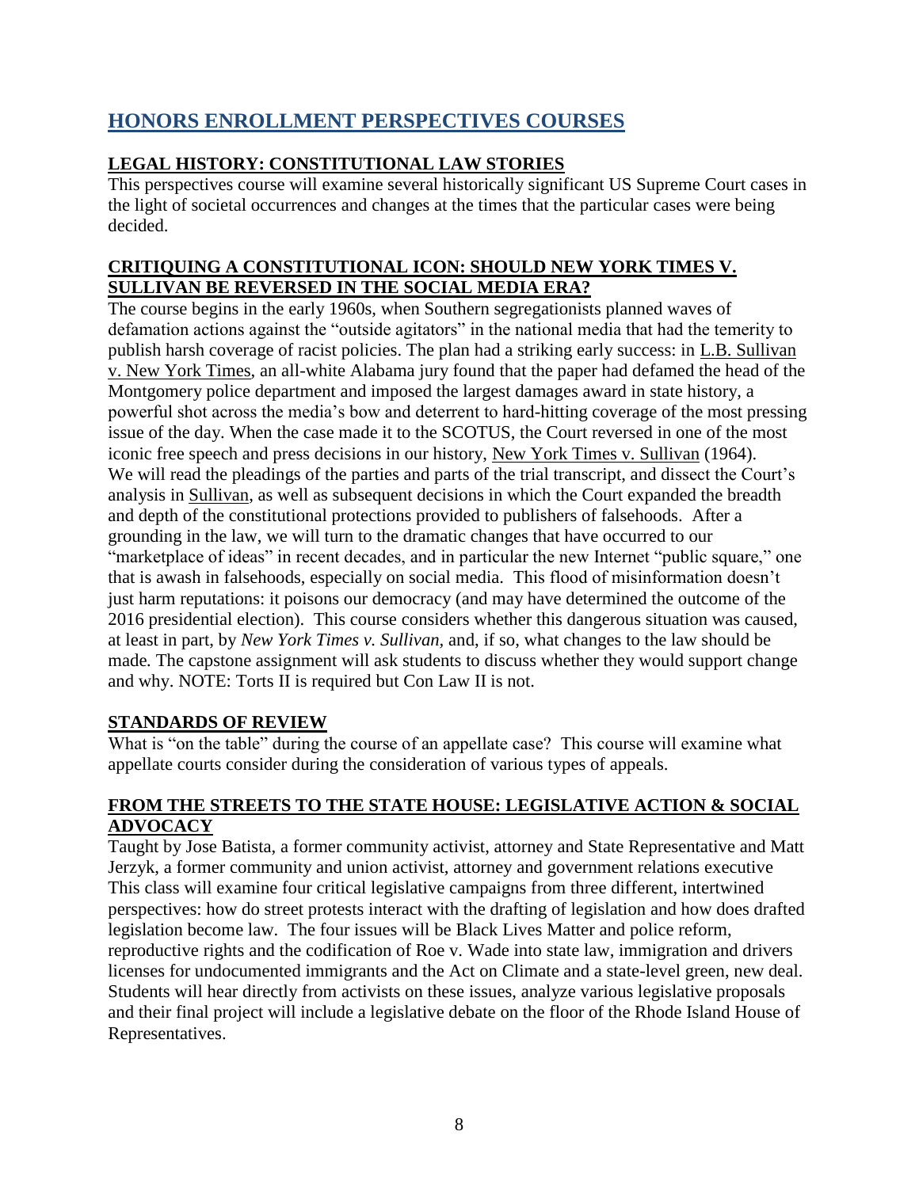## HONORS ENROLLMENT PERSPECTIVES COURSES

### LEGAL HISTORY: CONSTITUTIONAL LAW STORIES

This perspectives course will examine several historically significant US Supreme Court cases in the light of societal occurrences and changes at the times that the particular cases were being decided.

### CRITIQUING A CONSTITUTIONAL ICON: SHOULD NEW YORK TIMES V. SULLIVAN BE REVERSED IN THE SOCIAL MEDIA ERA?

The course begins in the early 1960s, when Southern segregationists planned waves of defamation actions against the "outside agitators" in the national media that had the temerity to publish harsh coverage of racist policies. The plan had a striking early success: in L.B. Sullivan v. New York Times, an all-white Alabama jury found that the paper had defamed the head of the Montgomery police department and imposed the largest damages award in state history, a powerful shot across the media's bow and deterrent to hard-hitting coverage of the most pressing issue of the day. When the case made it to the SCOTUS, the Court reversed in one of the most iconic free speech and press decisions in our history, New York Times v. Sullivan (1964). We will read the pleadings of the parties and parts of the trial transcript, and dissect the Court's analysis in Sullivan, as well as subsequent decisions in which the Court expanded the breadth and depth of the constitutional protections provided to publishers of falsehoods. After a grounding in the law, we will turn to the dramatic changes that have occurred to our "marketplace of ideas" in recent decades, and in particular the new Internet "public square," one that is awash in falsehoods, especially on social media. This flood of misinformation doesn't just harm reputations: it poisons our democracy (and may have determined the outcome of the 2016 presidential election). This course considers whether this dangerous situation was caused, at least in part, by *New York Times v. Sullivan*, and, if so, what changes to the law should be made. The capstone assignment will ask students to discuss whether they would support change and why. NOTE: Torts II is required but Con Law II is not.

### STANDARDS OF REVIEW

What is "on the table" during the course of an appellate case? This course will examine what appellate courts consider during the consideration of various types of appeals.

### FROM THE STREETS TO THE STATE HOUSE: LEGISLATIVE ACTION & SOCIAL ADVOCACY

Taught by Jose Batista, a former community activist, attorney and State Representative and Matt Jerzyk, a former community and union activist, attorney and government relations executive This class will examine four critical legislative campaigns from three different, intertwined perspectives: how do street protests interact with the drafting of legislation and how does drafted legislation become law. The four issues will be Black Lives Matter and police reform, reproductive rights and the codification of Roe v. Wade into state law, immigration and drivers licenses for undocumented immigrants and the Act on Climate and a state-level green, new deal. Students will hear directly from activists on these issues, analyze various legislative proposals and their final project will include a legislative debate on the floor of the Rhode Island House of Representatives.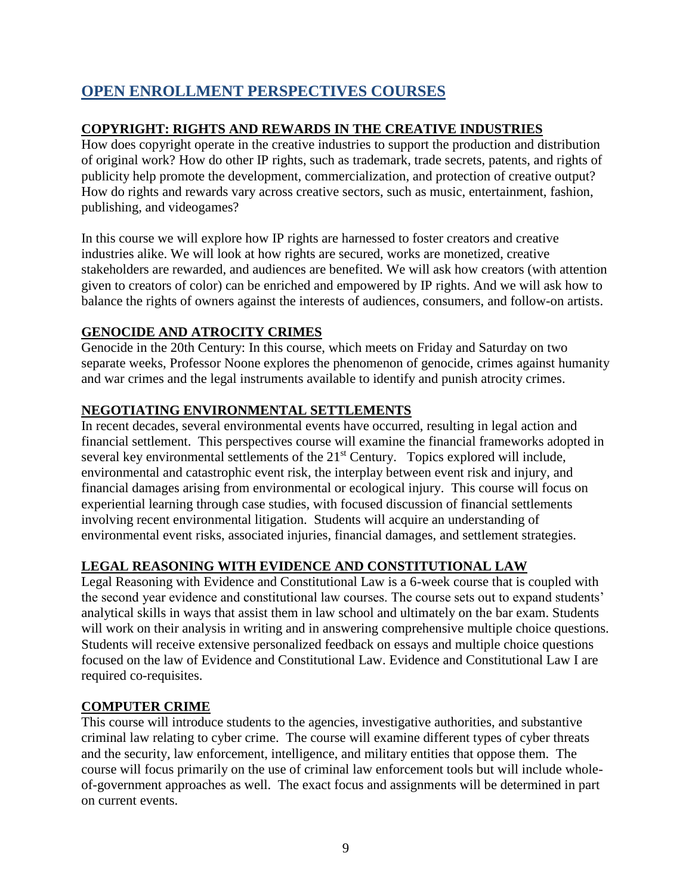## OPEN ENROLLMENT PERSPECTIVES COURSES

### COPYRIGHT: RIGHTS AND REWARDS IN THE CREATIVE INDUSTRIES

How does copyright operate in the creative industries to support the production and distribution of original work? How do other IP rights, such as trademark, trade secrets, patents, and rights of publicity help promote the development, commercialization, and protection of creative output? How do rights and rewards vary across creative sectors, such as music, entertainment, fashion, publishing, and videogames?

In this course we will explore how IP rights are harnessed to foster creators and creative industries alike. We will look at how rights are secured, works are monetized, creative stakeholders are rewarded, and audiences are benefited. We will ask how creators (with attention given to creators of color) can be enriched and empowered by IP rights. And we will ask how to balance the rights of owners against the interests of audiences, consumers, and follow-on artists.

### GENOCIDE AND ATROCITY CRIMES

Genocide in the 20th Century: In this course, which meets on Friday and Saturday on two separate weeks, Professor Noone explores the phenomenon of genocide, crimes against humanity and war crimes and the legal instruments available to identify and punish atrocity crimes.

### NEGOTIATING ENVIRONMENTAL SETTLEMENTS

In recent decades, several environmental events have occurred, resulting in legal action and financial settlement. This perspectives course will examine the financial frameworks adopted in several key environmental settlements of the 21st Century. Topics explored will include, environmental and catastrophic event risk, the interplay between event risk and injury, and financial damages arising from environmental or ecological injury. This course will focus on experiential learning through case studies, with focused discussion of financial settlements involving recent environmental litigation. Students will acquire an understanding of environmental event risks, associated injuries, financial damages, and settlement strategies.

### LEGAL REASONING WITH EVIDENCE AND CONSTITUTIONAL LAW

Legal Reasoning with Evidence and Constitutional Law is a 6-week course that is coupled with the second year evidence and constitutional law courses. The course sets out to expand students' analytical skills in ways that assist them in law school and ultimately on the bar exam. Students will work on their analysis in writing and in answering comprehensive multiple choice questions. Students will receive extensive personalized feedback on essays and multiple choice questions focused on the law of Evidence and Constitutional Law. Evidence and Constitutional Law I are required co-requisites.

### COMPUTER CRIME

This course will introduce students to the agencies, investigative authorities, and substantive criminal law relating to cyber crime. The course will examine different types of cyber threats and the security, law enforcement, intelligence, and military entities that oppose them. The course will focus primarily on the use of criminal law enforcement tools but will include whole-of-government approaches as well. The exact focus and assignments will be determined in part on current events.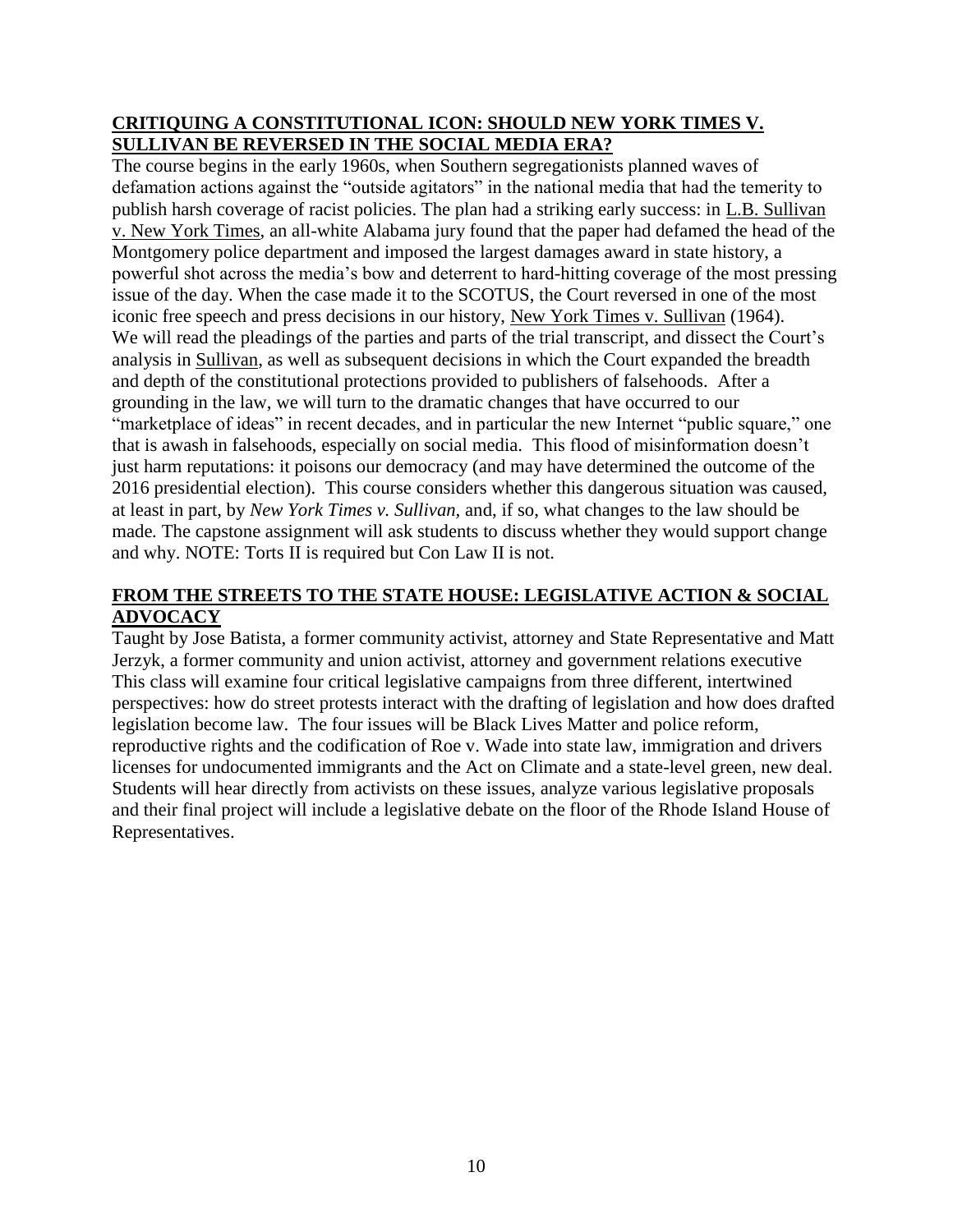## **CRITIQUING A CONSTITUTIONAL ICON: SHOULD NEW YORK TIMES V. SULLIVAN BE REVERSED IN THE SOCIAL MEDIA ERA?**

The course begins in the early 1960s, when Southern segregationists planned waves of defamation actions against the "outside agitators" in the national media that had the temerity to publish harsh coverage of racist policies. The plan had a striking early success: in L.B. Sullivan v. New York Times, an all-white Alabama jury found that the paper had defamed the head of the Montgomery police department and imposed the largest damages award in state history, a powerful shot across the media's bow and deterrent to hard-hitting coverage of the most pressing issue of the day. When the case made it to the SCOTUS, the Court reversed in one of the most iconic free speech and press decisions in our history, New York Times v. Sullivan (1964). We will read the pleadings of the parties and parts of the trial transcript, and dissect the Court's analysis in Sullivan, as well as subsequent decisions in which the Court expanded the breadth and depth of the constitutional protections provided to publishers of falsehoods. After a grounding in the law, we will turn to the dramatic changes that have occurred to our "marketplace of ideas" in recent decades, and in particular the new Internet "public square," one that is awash in falsehoods, especially on social media. This flood of misinformation doesn't just harm reputations: it poisons our democracy (and may have determined the outcome of the 2016 presidential election). This course considers whether this dangerous situation was caused, at least in part, by *New York Times v. Sullivan,* and, if so, what changes to the law should be made*.* The capstone assignment will ask students to discuss whether they would support change and why. NOTE: Torts II is required but Con Law II is not.

## **FROM THE STREETS TO THE STATE HOUSE: LEGISLATIVE ACTION & SOCIAL ADVOCACY**

Taught by Jose Batista, a former community activist, attorney and State Representative and Matt Jerzyk, a former community and union activist, attorney and government relations executive This class will examine four critical legislative campaigns from three different, intertwined perspectives: how do street protests interact with the drafting of legislation and how does drafted legislation become law. The four issues will be Black Lives Matter and police reform, reproductive rights and the codification of Roe v. Wade into state law, immigration and drivers licenses for undocumented immigrants and the Act on Climate and a state-level green, new deal. Students will hear directly from activists on these issues, analyze various legislative proposals and their final project will include a legislative debate on the floor of the Rhode Island House of Representatives.